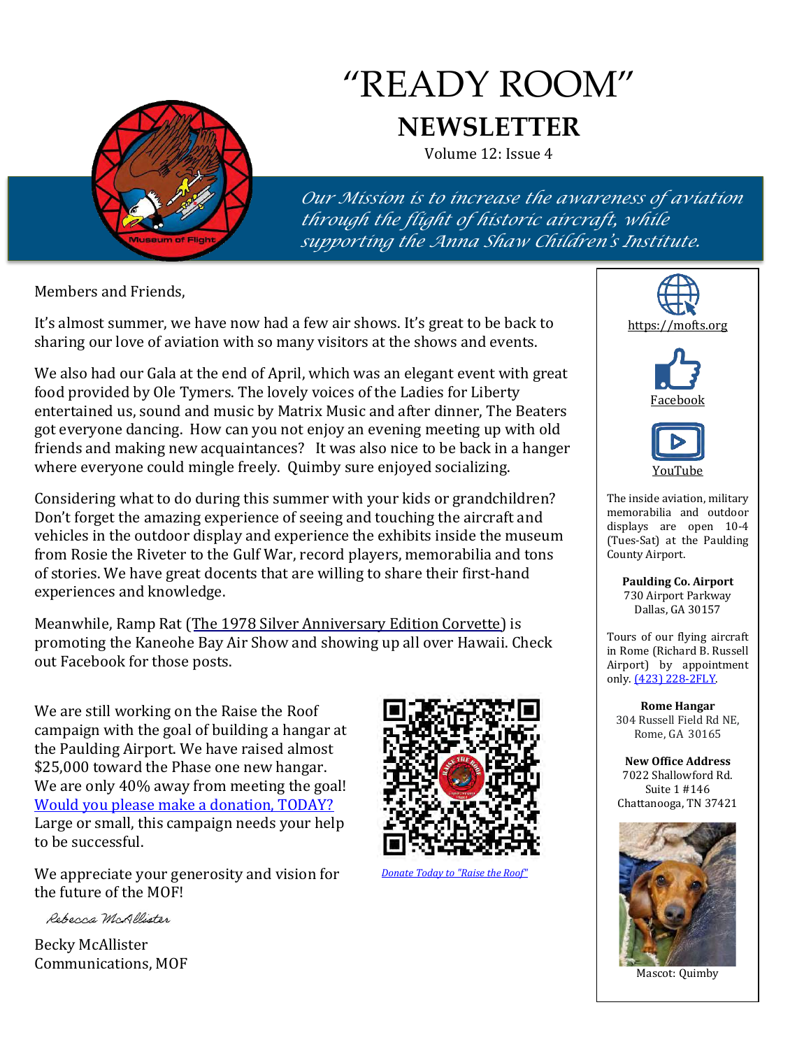# "READY ROOM"

## NEWSLETTER

Volume 12: Issue 4

*Our Mission is to increase the awareness of aviation through the flight of historic aircraft, while supporting the Anna Shaw Children's Institute.*

Members and Friends,

It's almost summer, we have now had a few air shows. It's great to be back to sharing our love of aviation with so many visitors at the shows and events.

We also had our Gala at the end of April, which was an elegant event with great food provided by Ole Tymers. The lovely voices of the Ladies for Liberty entertained us, sound and music by Matrix Music and after dinner, The Beaters got everyone dancing. How can you not enjoy an evening meeting up with old friends and making new acquaintances? It was also nice to be back in a hanger where everyone could mingle freely. Quimby sure enjoyed socializing.

Considering what to do during this summer with your kids or grandchildren? Don't forget the amazing experience of seeing and touching the aircraft and vehicles in the outdoor display and experience the exhibits inside the museum from Rosie the Riveter to the Gulf War, record players, memorabilia and tons of stories. We have great docents that are willing to share their first-hand experiences and knowledge.

Meanwhile, Ramp Rat (The 1978 Silver Anniversary Edition Corvette) is promoting the Kaneohe Bay Air Show and showing up all over Hawaii. Check out Facebook for those posts.

We are still working on the Raise the Roof campaign with the goal of building a hangar at the Paulding Airport. We have raised almost $25,000 toward the Phase one new hangar. We are only 40% away from meeting the goal! Would you please make a donation, TODAY? Large or small, this campaign needs your help to be successful.

*Donate Today to "Raise the Roof"*

We appreciate your generosity and vision for the future of the MOF!

*Rebecca McAllister*

Becky McAllister
Communications, MOF

---

https://mofts.org

Facebook

YouTube

The inside aviation, military memorabilia and outdoor displays are open 10-4 (Tues-Sat) at the Paulding County Airport.

**Paulding Co. Airport**
730 Airport Parkway
Dallas, GA 30157

Tours of our flying aircraft in Rome (Richard B. Russell Airport) by appointment only. (423) 228-2FLY.

**Rome Hangar**
304 Russell Field Rd NE,
Rome, GA 30165

**New Office Address**
7022 Shallowford Rd.
Suite 1 #146
Chattanooga, TN 37421

Mascot: Quimby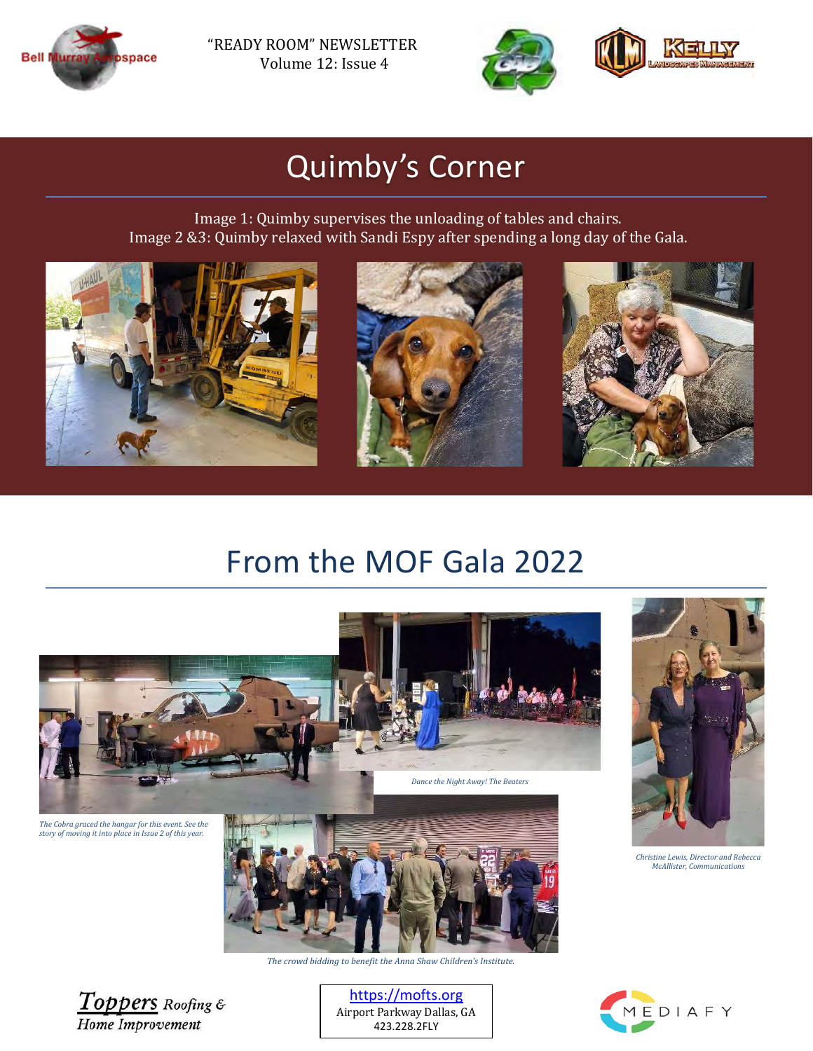“READY ROOM” NEWSLETTER
Volume 12: Issue 4

# Quimby’s Corner

Image 1: Quimby supervises the unloading of tables and chairs.
Image 2 &3: Quimby relaxed with Sandi Espy after spending a long day of the Gala.

# From the MOF Gala 2022

*Dance the Night Away! The Beaters*

*The Cobra graced the hangar for this event. See the story of moving it into place in Issue 2 of this year.*

*Christine Lewis, Director and Rebecca McAllister, Communications*

*The crowd bidding to benefit the Anna Shaw Children’s Institute.*

Toppers Roofing & Home Improvement

https://mofts.org
Airport Parkway Dallas, GA
423.228.2FLY

MEDIAFY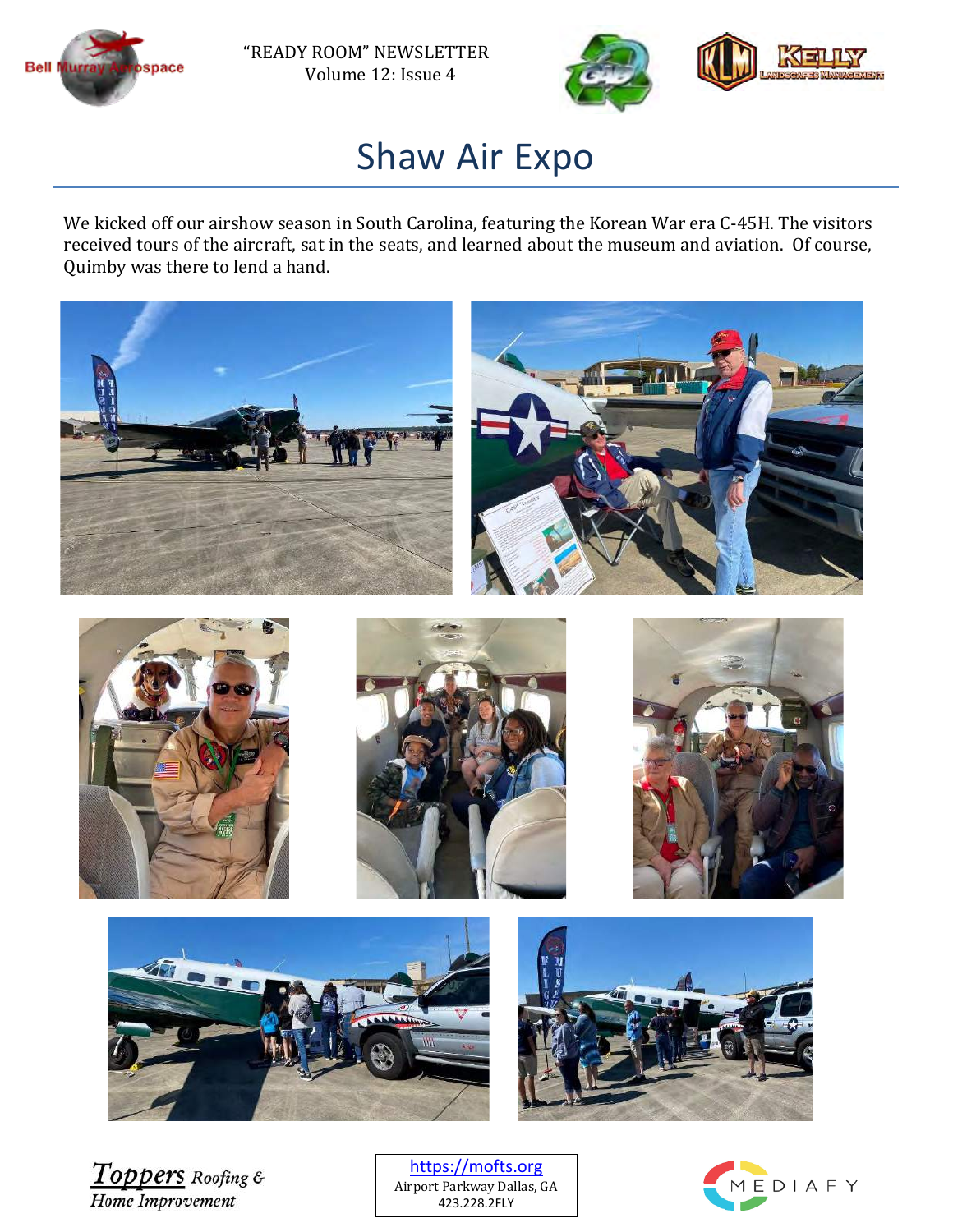# Shaw Air Expo

We kicked off our airshow season in South Carolina, featuring the Korean War era C-45H. The visitors received tours of the aircraft, sat in the seats, and learned about the museum and aviation. Of course, Quimby was there to lend a hand.

https://mofts.org
Airport Parkway Dallas, GA
423.228.2FLY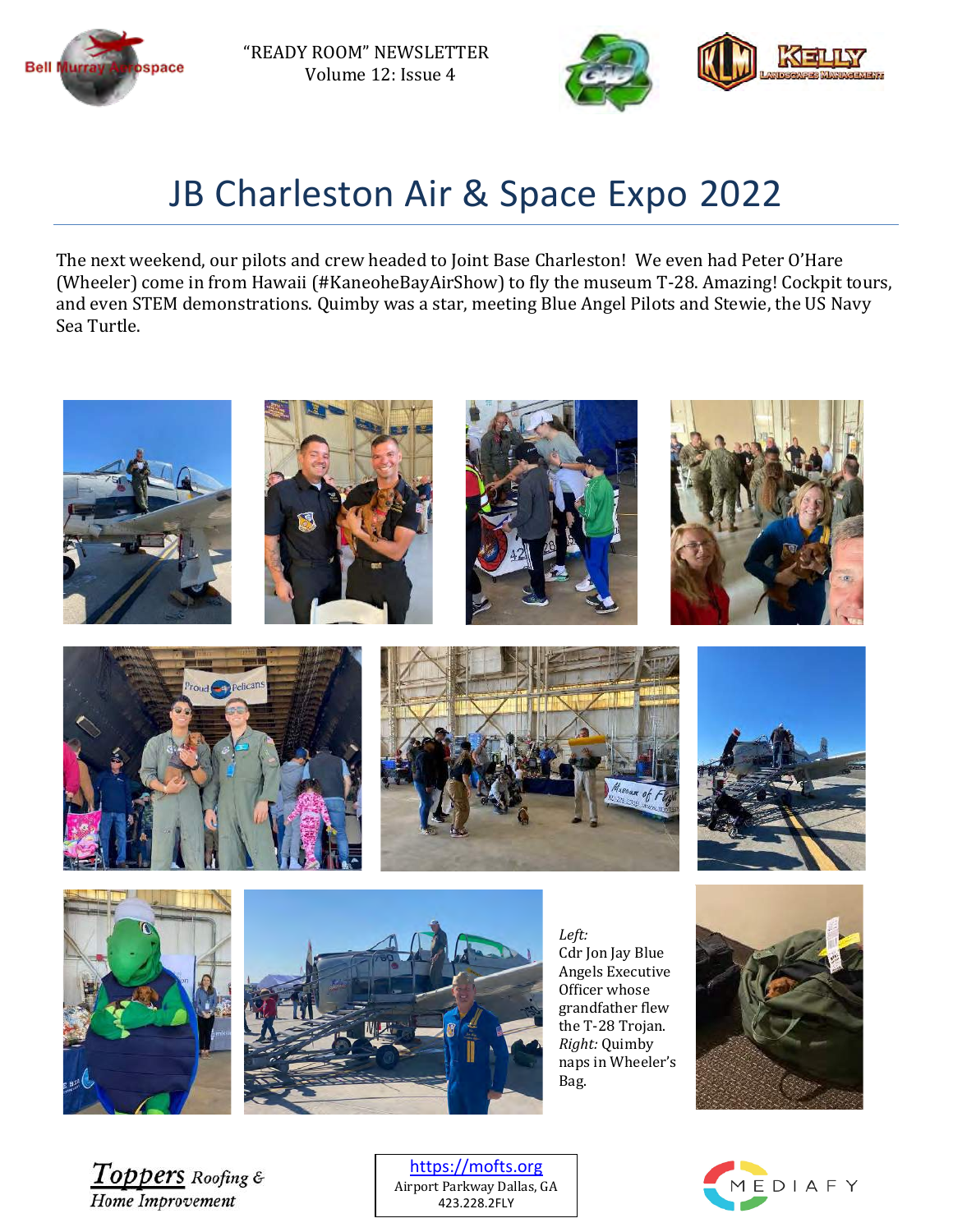# JB Charleston Air & Space Expo 2022

The next weekend, our pilots and crew headed to Joint Base Charleston! We even had Peter O'Hare (Wheeler) come in from Hawaii (#KaneoheBayAirShow) to fly the museum T-28. Amazing! Cockpit tours, and even STEM demonstrations. Quimby was a star, meeting Blue Angel Pilots and Stewie, the US Navy Sea Turtle.

*Left:* Cdr Jon Jay Blue Angels Executive Officer whose grandfather flew the T-28 Trojan. *Right:* Quimby naps in Wheeler's Bag.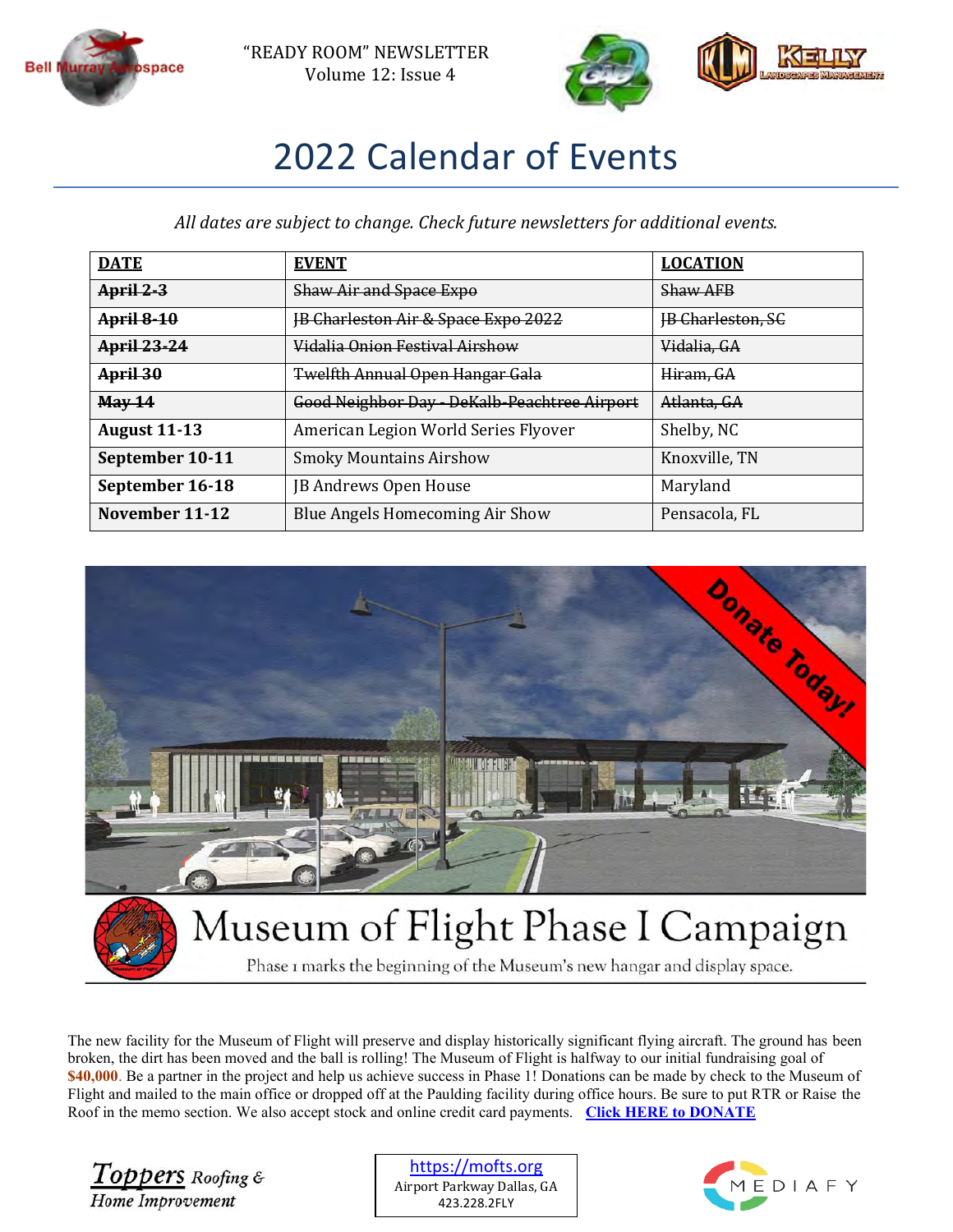"READY ROOM" NEWSLETTER
Volume 12: Issue 4

# 2022 Calendar of Events

*All dates are subject to change. Check future newsletters for additional events.*

| DATE | EVENT | LOCATION |
|---|---|---|
| ~~**April 2-3**~~ | ~~Shaw Air and Space Expo~~ | ~~Shaw AFB~~ |
| ~~**April 8-10**~~ | ~~JB Charleston Air & Space Expo 2022~~ | ~~JB Charleston, SC~~ |
| ~~**April 23-24**~~ | ~~Vidalia Onion Festival Airshow~~ | ~~Vidalia, GA~~ |
| ~~**April 30**~~ | ~~Twelfth Annual Open Hangar Gala~~ | ~~Hiram, GA~~ |
| ~~**May 14**~~ | ~~Good Neighbor Day - DeKalb-Peachtree Airport~~ | ~~Atlanta, GA~~ |
| **August 11-13** | American Legion World Series Flyover | Shelby, NC |
| **September 10-11** | Smoky Mountains Airshow | Knoxville, TN |
| **September 16-18** | JB Andrews Open House | Maryland |
| **November 11-12** | Blue Angels Homecoming Air Show | Pensacola, FL |

Donate Today!

## Museum of Flight Phase I Campaign

Phase 1 marks the beginning of the Museum's new hangar and display space.

The new facility for the Museum of Flight will preserve and display historically significant flying aircraft. The ground has been broken, the dirt has been moved and the ball is rolling! The Museum of Flight is halfway to our initial fundraising goal of **$40,000**. Be a partner in the project and help us achieve success in Phase 1! Donations can be made by check to the Museum of Flight and mailed to the main office or dropped off at the Paulding facility during office hours. Be sure to put RTR or Raise the Roof in the memo section. We also accept stock and online credit card payments. **Click HERE to DONATE**

https://mofts.org
Airport Parkway Dallas, GA
423.228.2FLY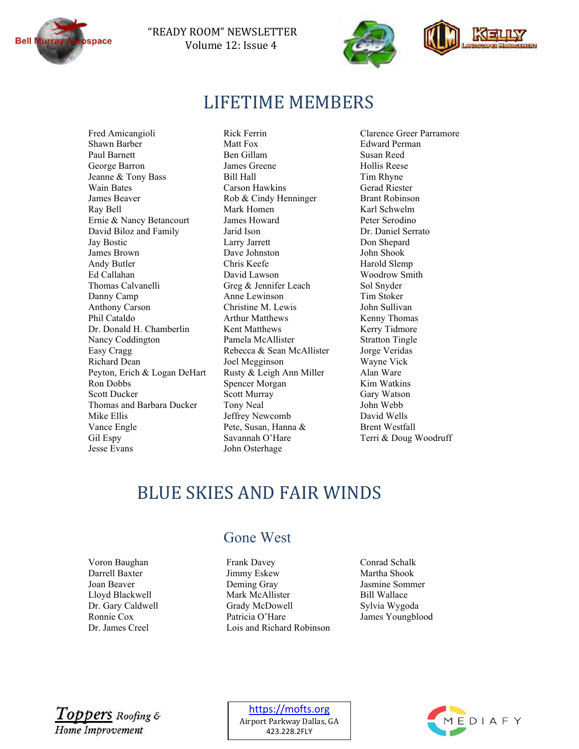"READY ROOM" NEWSLETTER
Volume 12: Issue 4

# LIFETIME MEMBERS

Fred Amicangioli
Shawn Barber
Paul Barnett
George Barron
Jeanne & Tony Bass
Wain Bates
James Beaver
Ray Bell
Ernie & Nancy Betancourt
David Biloz and Family
Jay Bostic
James Brown
Andy Butler
Ed Callahan
Thomas Calvanelli
Danny Camp
Anthony Carson
Phil Cataldo
Dr. Donald H. Chamberlin
Nancy Coddington
Easy Cragg
Richard Dean
Peyton, Erich & Logan DeHart
Ron Dobbs
Scott Ducker
Thomas and Barbara Ducker
Mike Ellis
Vance Engle
Gil Espy
Jesse Evans
Rick Ferrin
Matt Fox
Ben Gillam
James Greene
Bill Hall
Carson Hawkins
Rob & Cindy Henninger
Mark Homen
James Howard
Jarid Ison
Larry Jarrett
Dave Johnston
Chris Keefe
David Lawson
Greg & Jennifer Leach
Anne Lewinson
Christine M. Lewis
Arthur Matthews
Kent Matthews
Pamela McAllister
Rebecca & Sean McAllister
Joel Megginson
Rusty & Leigh Ann Miller
Spencer Morgan
Scott Murray
Tony Neal
Jeffrey Newcomb
Pete, Susan, Hanna & Savannah O'Hare
John Osterhage
Clarence Greer Parramore
Edward Perman
Susan Reed
Hollis Reese
Tim Rhyne
Gerad Riester
Brant Robinson
Karl Schwelm
Peter Serodino
Dr. Daniel Serrato
Don Shepard
John Shook
Harold Slemp
Woodrow Smith
Sol Snyder
Tim Stoker
John Sullivan
Kenny Thomas
Kerry Tidmore
Stratton Tingle
Jorge Veridas
Wayne Vick
Alan Ware
Kim Watkins
Gary Watson
John Webb
David Wells
Brent Westfall
Terri & Doug Woodruff

# BLUE SKIES AND FAIR WINDS

## Gone West

Voron Baughan
Darrell Baxter
Joan Beaver
Lloyd Blackwell
Dr. Gary Caldwell
Ronnie Cox
Dr. James Creel
Frank Davey
Jimmy Eskew
Deming Gray
Mark McAllister
Grady McDowell
Patricia O'Hare
Lois and Richard Robinson
Conrad Schalk
Martha Shook
Jasmine Sommer
Bill Wallace
Sylvia Wygoda
James Youngblood

https://mofts.org
Airport Parkway Dallas, GA
423.228.2FLY